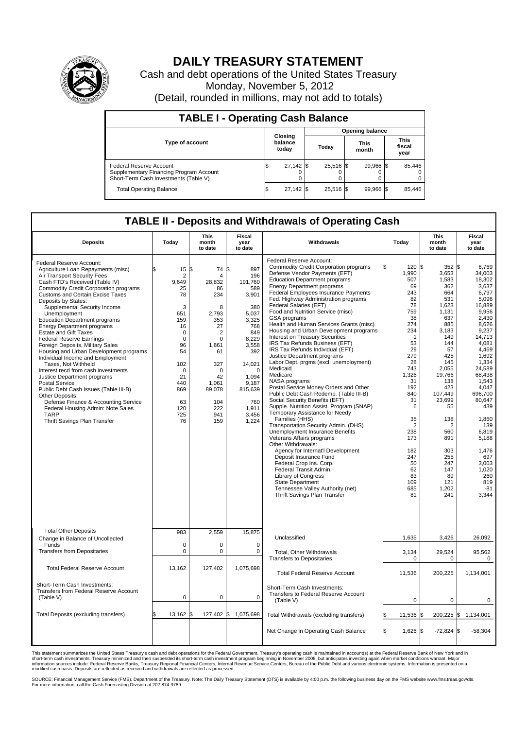# DAILY TREASURY STATEMENT

Cash and debt operations of the United States Treasury

Monday, November 5, 2012

(Detail, rounded in millions, may not add to totals)

## TABLE I - Operating Cash Balance

| Type of account | Closing balance today | Opening balance Today | Opening balance This month | Opening balance This fiscal year |
|---|---|---|---|---|
| Federal Reserve Account | $ 27,142 | $ 25,516 | $ 99,966 | $ 85,446 |
| Supplementary Financing Program Account | 0 | 0 | 0 | 0 |
| Short-Term Cash Investments (Table V) | 0 | 0 | 0 | 0 |
| Total Operating Balance | $ 27,142 | $ 25,516 | $ 99,966 | $ 85,446 |

## TABLE II - Deposits and Withdrawals of Operating Cash

| Deposits | Today | This month to date | Fiscal year to date | Withdrawals | Today | This month to date | Fiscal year to date |
|---|---|---|---|---|---|---|---|
| Federal Reserve Account: | | | | Federal Reserve Account: | | | |
| Agriculture Loan Repayments (misc) | $ 15 | $ 74 | $ 897 | Commodity Credit Corporation programs | $ 120 | $ 352 | $ 6,769 |
| Air Transport Security Fees | 2 | 4 | 196 | Defense Vendor Payments (EFT) | 1,990 | 3,653 | 34,003 |
| Cash FTD's Received (Table IV) | 9,649 | 28,832 | 191,760 | Education Department programs | 507 | 1,583 | 18,302 |
| Commodity Credit Corporation programs | 25 | 86 | 589 | Energy Department programs | 69 | 362 | 3,637 |
| Customs and Certain Excise Taxes | 78 | 234 | 3,901 | Federal Employees Insurance Payments | 243 | 664 | 6,797 |
| Deposits by States: | | | | Fed. Highway Administration programs | 82 | 531 | 5,096 |
| Supplemental Security Income | 3 | 8 | 380 | Federal Salaries (EFT) | 78 | 1,623 | 16,889 |
| Unemployment | 651 | 2,793 | 5,037 | Food and Nutrition Service (misc) | 759 | 1,131 | 9,956 |
| Education Department programs | 159 | 353 | 3,325 | GSA programs | 38 | 637 | 2,430 |
| Energy Department programs | 16 | 27 | 768 | Health and Human Services Grants (misc) | 274 | 885 | 8,626 |
| Estate and Gift Taxes | 0 | 2 | 849 | Housing and Urban Development programs | 234 | 3,183 | 9,237 |
| Federal Reserve Earnings | 0 | 0 | 8,229 | Interest on Treasury Securities | 1 | 149 | 14,713 |
| Foreign Deposits, Military Sales | 96 | 1,861 | 3,558 | IRS Tax Refunds Business (EFT) | 53 | 144 | 4,081 |
| Housing and Urban Development programs | 54 | 61 | 392 | IRS Tax Refunds Individual (EFT) | 29 | 57 | 4,469 |
| Individual Income and Employment Taxes, Not Withheld | 102 | 327 | 14,021 | Justice Department programs | 279 | 425 | 1,692 |
| Interest recd from cash investments | 0 | 0 | 0 | Labor Dept. prgms (excl. unemployment) | 28 | 145 | 1,334 |
| Justice Department programs | 21 | 42 | 1,094 | Medicaid | 743 | 2,055 | 24,589 |
| Postal Service | 440 | 1,061 | 9,187 | Medicare | 1,326 | 19,766 | 68,438 |
| Public Debt Cash Issues (Table III-B) | 869 | 89,078 | 815,639 | NASA programs | 31 | 138 | 1,543 |
| Other Deposits: | | | | Postal Service Money Orders and Other | 192 | 423 | 4,047 |
| Defense Finance & Accounting Service | 63 | 104 | 760 | Public Debt Cash Redemp. (Table III-B) | 840 | 107,449 | 696,700 |
| Federal Housing Admin: Note Sales | 120 | 222 | 1,911 | Social Security Benefits (EFT) | 31 | 23,699 | 80,647 |
| TARP | 725 | 941 | 3,456 | Supple. Nutrition Assist. Program (SNAP) | 6 | 55 | 439 |
| Thrift Savings Plan Transfer | 76 | 159 | 1,224 | Temporary Assistance for Needy Families (HHS) | 35 | 138 | 1,860 |
| | | | | Transportation Security Admin. (DHS) | 2 | 2 | 139 |
| | | | | Unemployment Insurance Benefits | 238 | 560 | 6,819 |
| | | | | Veterans Affairs programs | 173 | 891 | 5,188 |
| | | | | Other Withdrawals: | | | |
| | | | | Agency for Internat'l Development | 182 | 303 | 1,476 |
| | | | | Deposit Insurance Fund | 247 | 255 | 697 |
| | | | | Federal Crop Ins. Corp. | 50 | 247 | 3,003 |
| | | | | Federal Transit Admin. | 62 | 147 | 1,020 |
| | | | | Library of Congress | 83 | 89 | 260 |
| | | | | State Department | 109 | 121 | 819 |
| | | | | Tennessee Valley Authority (net) | 685 | 1,202 | -81 |
| | | | | Thrift Savings Plan Transfer | 81 | 241 | 3,344 |
| Total Other Deposits | 983 | 2,559 | 15,875 | Unclassified | 1,635 | 3,426 | 26,092 |
| Change in Balance of Uncollected Funds | 0 | 0 | 0 | | | | |
| Transfers from Depositaries | 0 | 0 | 0 | Total, Other Withdrawals | 3,134 | 29,524 | 95,562 |
| | | | | Transfers to Depositaries | 0 | 0 | 0 |
| Total Federal Reserve Account | 13,162 | 127,402 | 1,075,698 | Total Federal Reserve Account | 11,536 | 200,225 | 1,134,001 |
| Short-Term Cash Investments: Transfers from Federal Reserve Account (Table V) | 0 | 0 | 0 | Short-Term Cash Investments: Transfers to Federal Reserve Account (Table V) | 0 | 0 | 0 |
| Total Deposits (excluding transfers) | $ 13,162 | $ 127,402 | $ 1,075,698 | Total Withdrawals (excluding transfers) | $ 11,536 | $ 200,225 | $ 1,134,001 |
| | | | | Net Change in Operating Cash Balance | $ 1,626 | $ -72,824 | $ -58,304 |

This statement summarizes the United States Treasury's cash and debt operations for the Federal Government. Treasury's operating cash is maintained in account(s) at the Federal Reserve Bank of New York and in short-term cash investments. Treasury minimized and then suspended its short-term cash investment program beginning in November 2008, but anticipates investing again when market conditions warrant. Major information sources include: Federal Reserve Banks, Treasury Regional Financial Centers, Internal Revenue Service Centers, Bureau of the Public Debt and various electronic systems. Information is presented on a modified cash basis. Deposits are reflected as received and withdrawals are reflected as processed.

SOURCE: Financial Management Service (FMS), Department of the Treasury. Note: The Daily Treasury Statement (DTS) is available by 4:00 p.m. the following business day on the FMS website www.fms.treas.gov/dts. For more information, call the Cash Forecasting Division at 202-874-9789.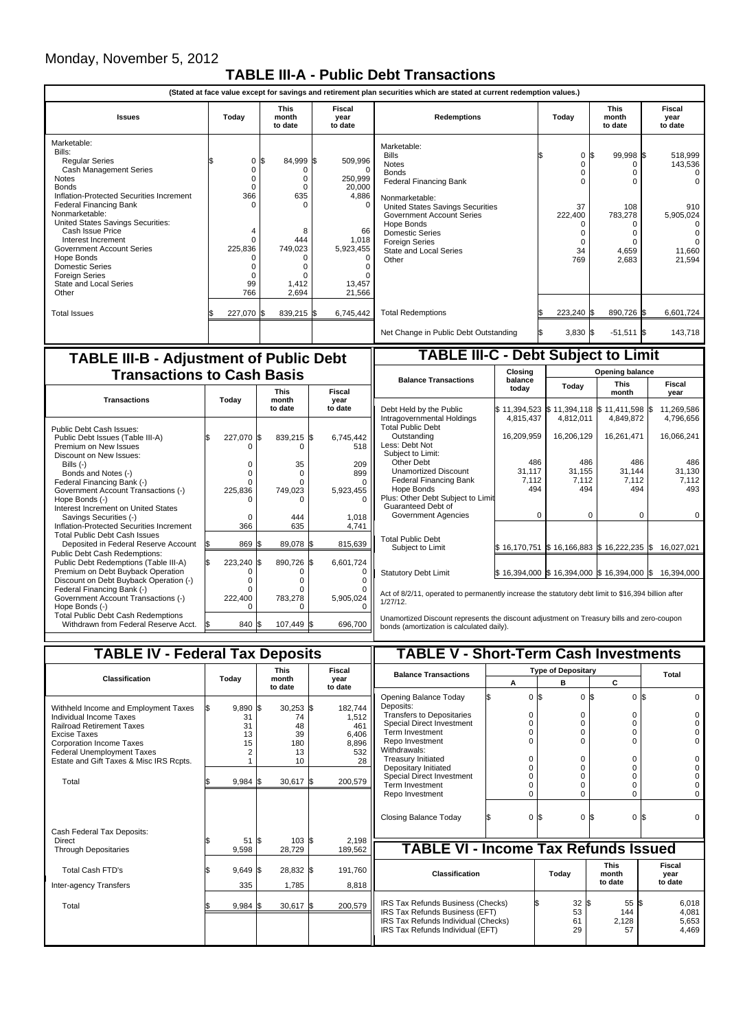Monday, November 5, 2012

# TABLE III-A - Public Debt Transactions

(Stated at face value except for savings and retirement plan securities which are stated at current redemption values.)

| Issues | Today | This month to date | Fiscal year to date |
|---|---|---|---|
| Marketable: | | | |
| Bills: | | | |
| Regular Series | $ 0 | $ 84,999 | $ 509,996 |
| Cash Management Series | 0 | 0 | 0 |
| Notes | 0 | 0 | 250,999 |
| Bonds | 0 | 0 | 20,000 |
| Inflation-Protected Securities Increment | 366 | 635 | 4,886 |
| Federal Financing Bank | 0 | 0 | 0 |
| Nonmarketable: | | | |
| United States Savings Securities: | | | |
| Cash Issue Price | 4 | 8 | 66 |
| Interest Increment | 0 | 444 | 1,018 |
| Government Account Series | 225,836 | 749,023 | 5,923,455 |
| Hope Bonds | 0 | 0 | 0 |
| Domestic Series | 0 | 0 | 0 |
| Foreign Series | 0 | 0 | 0 |
| State and Local Series | 99 | 1,412 | 13,457 |
| Other | 766 | 2,694 | 21,566 |
| Total Issues | $ 227,070 | $ 839,215 | $ 6,745,442 |

| Redemptions | Today | This month to date | Fiscal year to date |
|---|---|---|---|
| Marketable: | | | |
| Bills | $ 0 | $ 99,998 | $ 518,999 |
| Notes | 0 | 0 | 143,536 |
| Bonds | 0 | 0 | 0 |
| Federal Financing Bank | 0 | 0 | 0 |
| Nonmarketable: | | | |
| United States Savings Securities | 37 | 108 | 910 |
| Government Account Series | 222,400 | 783,278 | 5,905,024 |
| Hope Bonds | 0 | 0 | 0 |
| Domestic Series | 0 | 0 | 0 |
| Foreign Series | 0 | 0 | 0 |
| State and Local Series | 34 | 4,659 | 11,660 |
| Other | 769 | 2,683 | 21,594 |
| Total Redemptions | $ 223,240 | $ 890,726 | $ 6,601,724 |
| Net Change in Public Debt Outstanding | $ 3,830 | $ -51,511 | $ 143,718 |

# TABLE III-B - Adjustment of Public Debt Transactions to Cash Basis

| Transactions | Today | This month to date | Fiscal year to date |
|---|---|---|---|
| Public Debt Cash Issues: | | | |
| Public Debt Issues (Table III-A) | $ 227,070 | $ 839,215 | $ 6,745,442 |
| Premium on New Issues | 0 | 0 | 518 |
| Discount on New Issues: | | | |
| Bills (-) | 0 | 35 | 209 |
| Bonds and Notes (-) | 0 | 0 | 899 |
| Federal Financing Bank (-) | 0 | 0 | 0 |
| Government Account Transactions (-) | 225,836 | 749,023 | 5,923,455 |
| Hope Bonds (-) | 0 | 0 | 0 |
| Interest Increment on United States Savings Securities (-) | 0 | 444 | 1,018 |
| Inflation-Protected Securities Increment | 366 | 635 | 4,741 |
| Total Public Debt Cash Issues Deposited in Federal Reserve Account | $ 869 | $ 89,078 | $ 815,639 |
| Public Debt Cash Redemptions: | | | |
| Public Debt Redemptions (Table III-A) | $ 223,240 | $ 890,726 | $ 6,601,724 |
| Premium on Debt Buyback Operation | 0 | 0 | 0 |
| Discount on Debt Buyback Operation (-) | 0 | 0 | 0 |
| Federal Financing Bank (-) | 0 | 0 | 0 |
| Government Account Transactions (-) | 222,400 | 783,278 | 5,905,024 |
| Hope Bonds (-) | 0 | 0 | 0 |
| Total Public Debt Cash Redemptions Withdrawn from Federal Reserve Acct. | $ 840 | $ 107,449 | $ 696,700 |

# TABLE III-C - Debt Subject to Limit

| Balance Transactions | Closing balance today | Opening balance Today | Opening balance This month | Opening balance Fiscal year |
|---|---|---|---|---|
| Debt Held by the Public | $ 11,394,523 | $ 11,394,118 | $ 11,411,598 | $ 11,269,586 |
| Intragovernmental Holdings | 4,815,437 | 4,812,011 | 4,849,872 | 4,796,656 |
| Total Public Debt Outstanding | 16,209,959 | 16,206,129 | 16,261,471 | 16,066,241 |
| Less: Debt Not Subject to Limit: | | | | |
| Other Debt | 486 | 486 | 486 | 486 |
| Unamortized Discount | 31,117 | 31,155 | 31,144 | 31,130 |
| Federal Financing Bank | 7,112 | 7,112 | 7,112 | 7,112 |
| Hope Bonds | 494 | 494 | 494 | 493 |
| Plus: Other Debt Subject to Limit | | | | |
| Guaranteed Debt of Government Agencies | 0 | 0 | 0 | 0 |
| Total Public Debt Subject to Limit | $ 16,170,751 | $ 16,166,883 | $ 16,222,235 | $ 16,027,021 |
| Statutory Debt Limit | $ 16,394,000 | $ 16,394,000 | $ 16,394,000 | $ 16,394,000 |

Act of 8/2/11, operated to permanently increase the statutory debt limit to $16,394 billion after 1/27/12.

Unamortized Discount represents the discount adjustment on Treasury bills and zero-coupon bonds (amortization is calculated daily).

# TABLE IV - Federal Tax Deposits

| Classification | Today | This month to date | Fiscal year to date |
|---|---|---|---|
| Withheld Income and Employment Taxes | $ 9,890 | $ 30,253 | $ 182,744 |
| Individual Income Taxes | 31 | 74 | 1,512 |
| Railroad Retirement Taxes | 31 | 48 | 461 |
| Excise Taxes | 13 | 39 | 6,406 |
| Corporation Income Taxes | 15 | 180 | 8,896 |
| Federal Unemployment Taxes | 2 | 13 | 532 |
| Estate and Gift Taxes & Misc IRS Rcpts. | 1 | 10 | 28 |
| Total | $ 9,984 | $ 30,617 | $ 200,579 |
| Cash Federal Tax Deposits: | | | |
| Direct | $ 51 | $ 103 | $ 2,198 |
| Through Depositaries | 9,598 | 28,729 | 189,562 |
| Total Cash FTD's | $ 9,649 | $ 28,832 | $ 191,760 |
| Inter-agency Transfers | 335 | 1,785 | 8,818 |
| Total | $ 9,984 | $ 30,617 | $ 200,579 |

# TABLE V - Short-Term Cash Investments

| Balance Transactions | Type of Depositary A | Type of Depositary B | Type of Depositary C | Total |
|---|---|---|---|---|
| Opening Balance Today | $ 0 | $ 0 | $ 0 | $ 0 |
| Deposits: | | | | |
| Transfers to Depositaries | 0 | 0 | 0 | 0 |
| Special Direct Investment | 0 | 0 | 0 | 0 |
| Term Investment | 0 | 0 | 0 | 0 |
| Repo Investment | 0 | 0 | 0 | 0 |
| Withdrawals: | | | | |
| Treasury Initiated | 0 | 0 | 0 | 0 |
| Depositary Initiated | 0 | 0 | 0 | 0 |
| Special Direct Investment | 0 | 0 | 0 | 0 |
| Term Investment | 0 | 0 | 0 | 0 |
| Repo Investment | 0 | 0 | 0 | 0 |
| Closing Balance Today | $ 0 | $ 0 | $ 0 | $ 0 |

# TABLE VI - Income Tax Refunds Issued

| Classification | Today | This month to date | Fiscal year to date |
|---|---|---|---|
| IRS Tax Refunds Business (Checks) | $ 32 | $ 55 | $ 6,018 |
| IRS Tax Refunds Business (EFT) | 53 | 144 | 4,081 |
| IRS Tax Refunds Individual (Checks) | 61 | 2,128 | 5,653 |
| IRS Tax Refunds Individual (EFT) | 29 | 57 | 4,469 |